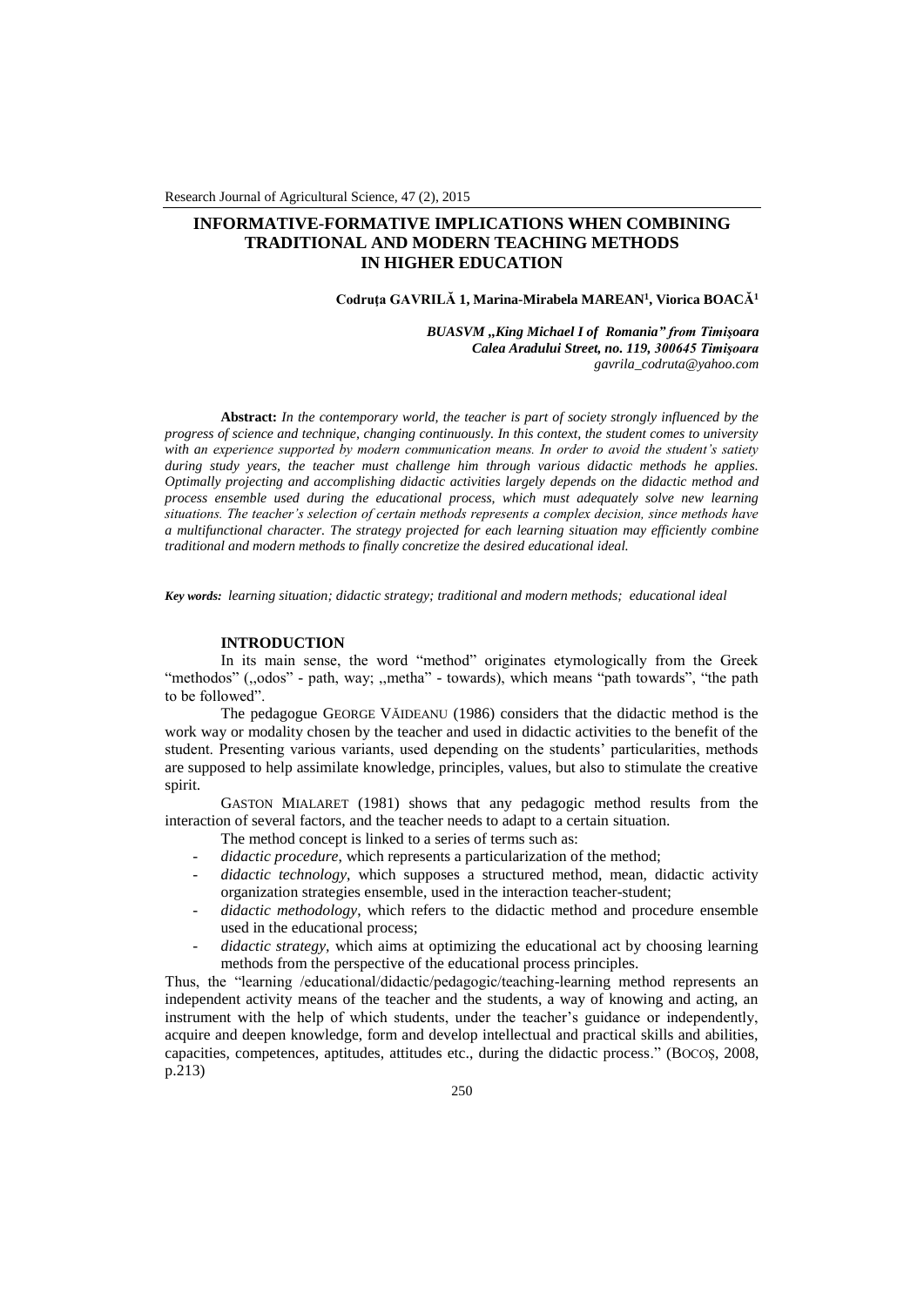# INFORMATIVE-FORMATIVE IMPLICATIONS WHEN COMBINING TRADITIONAL AND MODERN TEACHING METHODS IN HIGHER EDUCATION

**Codruța GAVRILĂ 1, Marina-Mirabela MAREAN[1], Viorica BOACĂ[1]**

***BUASVM „King Michael I of Romania" from Timişoara***
***Calea Aradului Street, no. 119, 300645 Timişoara***
*gavrila_codruta@yahoo.com*

**Abstract:** *In the contemporary world, the teacher is part of society strongly influenced by the progress of science and technique, changing continuously. In this context, the student comes to university with an experience supported by modern communication means. In order to avoid the student's satiety during study years, the teacher must challenge him through various didactic methods he applies. Optimally projecting and accomplishing didactic activities largely depends on the didactic method and process ensemble used during the educational process, which must adequately solve new learning situations. The teacher's selection of certain methods represents a complex decision, since methods have a multifunctional character. The strategy projected for each learning situation may efficiently combine traditional and modern methods to finally concretize the desired educational ideal.*

***Key words:*** *learning situation; didactic strategy; traditional and modern methods; educational ideal*

## INTRODUCTION

In its main sense, the word "method" originates etymologically from the Greek "methodos" („odos" - path, way; „metha" - towards), which means "path towards", "the path to be followed".

The pedagogue GEORGE VĂIDEANU (1986) considers that the didactic method is the work way or modality chosen by the teacher and used in didactic activities to the benefit of the student. Presenting various variants, used depending on the students' particularities, methods are supposed to help assimilate knowledge, principles, values, but also to stimulate the creative spirit.

GASTON MIALARET (1981) shows that any pedagogic method results from the interaction of several factors, and the teacher needs to adapt to a certain situation.

The method concept is linked to a series of terms such as:

- *didactic procedure*, which represents a particularization of the method;
- *didactic technology*, which supposes a structured method, mean, didactic activity organization strategies ensemble, used in the interaction teacher-student;
- *didactic methodology*, which refers to the didactic method and procedure ensemble used in the educational process;
- *didactic strategy*, which aims at optimizing the educational act by choosing learning methods from the perspective of the educational process principles.

Thus, the "learning /educational/didactic/pedagogic/teaching-learning method represents an independent activity means of the teacher and the students, a way of knowing and acting, an instrument with the help of which students, under the teacher's guidance or independently, acquire and deepen knowledge, form and develop intellectual and practical skills and abilities, capacities, competences, aptitudes, attitudes etc., during the didactic process." (BOCOŞ, 2008, p.213)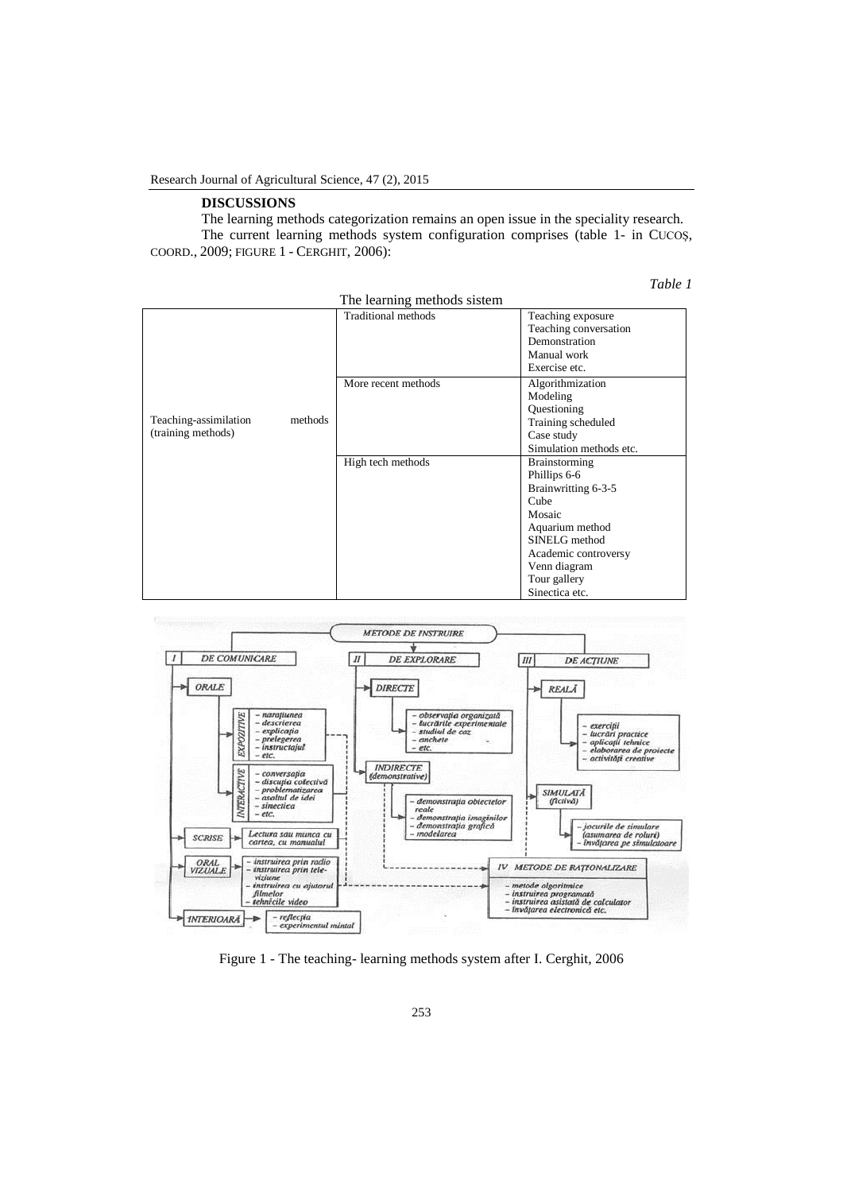## DISCUSSIONS

The learning methods categorization remains an open issue in the speciality research.

The current learning methods system configuration comprises (table 1- in CUCOȘ, COORD., 2009; FIGURE 1 - CERGHIT, 2006):

*Table 1*

The learning methods sistem

| | | |
|---|---|---|
| Teaching-assimilation methods (training methods) | Traditional methods | Teaching exposure<br>Teaching conversation<br>Demonstration<br>Manual work<br>Exercise etc. |
| | More recent methods | Algorithmization<br>Modeling<br>Questioning<br>Training scheduled<br>Case study<br>Simulation methods etc. |
| | High tech methods | Brainstorming<br>Phillips 6-6<br>Brainwritting 6-3-5<br>Cube<br>Mosaic<br>Aquarium method<br>SINELG method<br>Academic controversy<br>Venn diagram<br>Tour gallery<br>Sinectica etc. |

Figure 1 - The teaching- learning methods system after I. Cerghit, 2006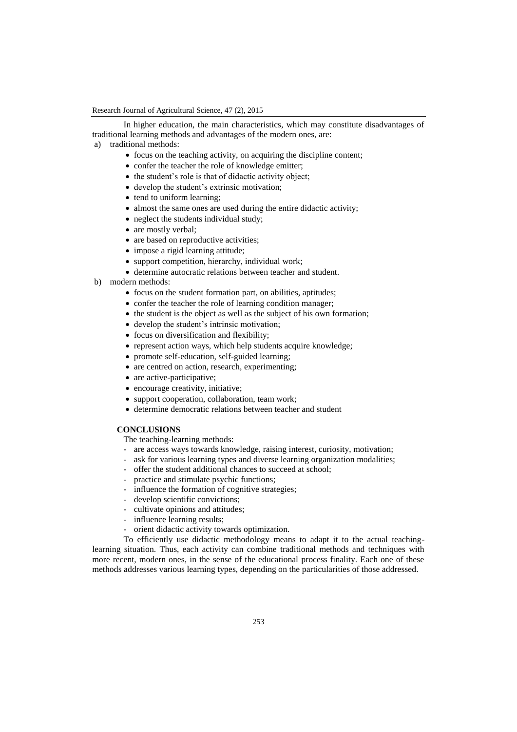In higher education, the main characteristics, which may constitute disadvantages of traditional learning methods and advantages of the modern ones, are:

a) traditional methods:
   - focus on the teaching activity, on acquiring the discipline content;
   - confer the teacher the role of knowledge emitter;
   - the student's role is that of didactic activity object;
   - develop the student's extrinsic motivation;
   - tend to uniform learning;
   - almost the same ones are used during the entire didactic activity;
   - neglect the students individual study;
   - are mostly verbal;
   - are based on reproductive activities;
   - impose a rigid learning attitude;
   - support competition, hierarchy, individual work;
   - determine autocratic relations between teacher and student.

b) modern methods:
   - focus on the student formation part, on abilities, aptitudes;
   - confer the teacher the role of learning condition manager;
   - the student is the object as well as the subject of his own formation;
   - develop the student's intrinsic motivation;
   - focus on diversification and flexibility;
   - represent action ways, which help students acquire knowledge;
   - promote self-education, self-guided learning;
   - are centred on action, research, experimenting;
   - are active-participative;
   - encourage creativity, initiative;
   - support cooperation, collaboration, team work;
   - determine democratic relations between teacher and student

## CONCLUSIONS

The teaching-learning methods:

- are access ways towards knowledge, raising interest, curiosity, motivation;
- ask for various learning types and diverse learning organization modalities;
- offer the student additional chances to succeed at school;
- practice and stimulate psychic functions;
- influence the formation of cognitive strategies;
- develop scientific convictions;
- cultivate opinions and attitudes;
- influence learning results;
- orient didactic activity towards optimization.

To efficiently use didactic methodology means to adapt it to the actual teaching-learning situation. Thus, each activity can combine traditional methods and techniques with more recent, modern ones, in the sense of the educational process finality. Each one of these methods addresses various learning types, depending on the particularities of those addressed.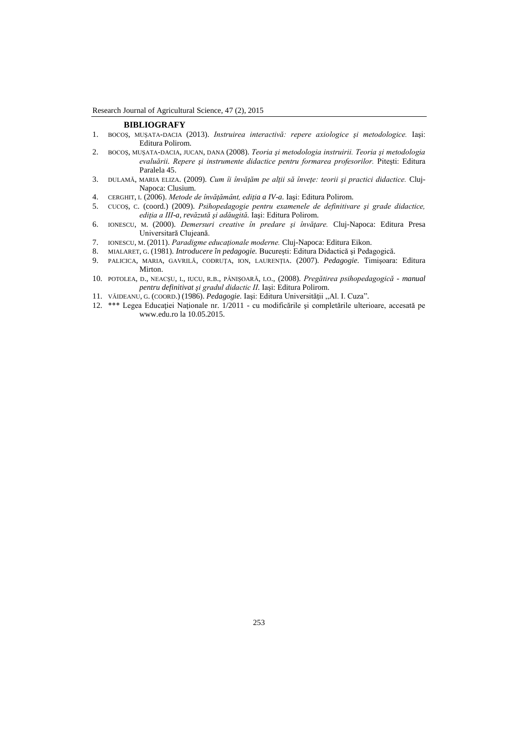## BIBLIOGRAFY

1. BOCOŞ, MUŞATA-DACIA (2013). *Instruirea interactivă: repere axiologice şi metodologice.* Iaşi: Editura Polirom.
2. BOCOŞ, MUŞATA-DACIA, JUCAN, DANA (2008). *Teoria şi metodologia instruirii. Teoria şi metodologia evaluării. Repere şi instrumente didactice pentru formarea profesorilor.* Piteşti: Editura Paralela 45.
3. DULAMĂ, MARIA ELIZA. (2009). *Cum îi învăţăm pe alţii să înveţe: teorii şi practici didactice.* Cluj-Napoca: Clusium.
4. CERGHIT, I. (2006). *Metode de învăţământ, ediţia a IV-a.* Iaşi: Editura Polirom.
5. CUCOŞ, C. (coord.) (2009). *Psihopedagogie pentru examenele de definitivare şi grade didactice, ediţia a III-a, revăzută şi adăugită.* Iaşi: Editura Polirom.
6. IONESCU, M. (2000). *Demersuri creative în predare şi învăţare.* Cluj-Napoca: Editura Presa Universitară Clujeană.
7. IONESCU, M. (2011). *Paradigme educaţionale moderne.* Cluj-Napoca: Editura Eikon.
8. MIALARET, G. (1981). *Introducere în pedagogie.* Bucureşti: Editura Didactică şi Pedagogică.
9. PALICICA, MARIA, GAVRILĂ, CODRUŢA, ION, LAURENŢIA. (2007). *Pedagogie.* Timişoara: Editura Mirton.
10. POTOLEA, D., NEACŞU, I., IUCU, R.B., PÂNIŞOARĂ, I.O., (2008). *Pregătirea psihopedagogică - manual pentru definitivat şi gradul didactic II.* Iaşi: Editura Polirom.
11. VĂIDEANU, G. (COORD.) (1986). *Pedagogie.* Iaşi: Editura Universităţii ,,Al. I. Cuza".
12. *** Legea Educaţiei Naţionale nr. 1/2011 - cu modificările şi completările ulterioare, accesată pe www.edu.ro la 10.05.2015.